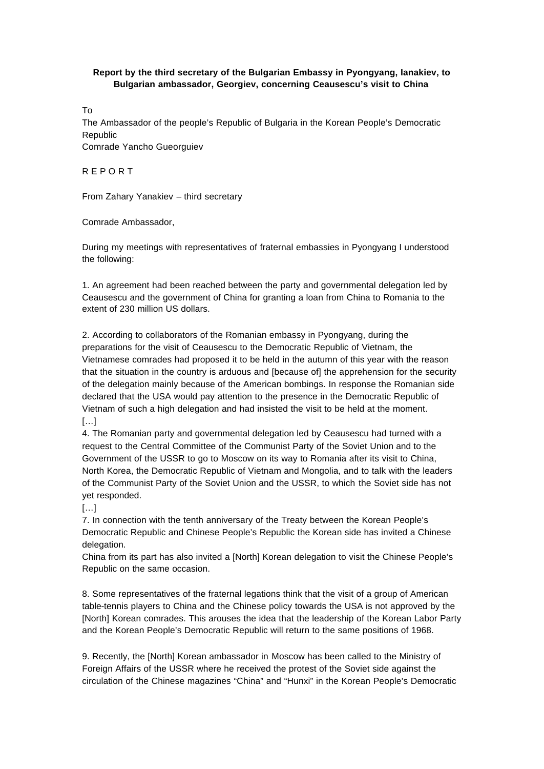**Report by the third secretary of the Bulgarian Embassy in Pyongyang, Ianakiev, to Bulgarian ambassador, Georgiev, concerning Ceausescu's visit to China**

To
The Ambassador of the people's Republic of Bulgaria in the Korean People's Democratic Republic
Comrade Yancho Gueorguiev

R E P O R T

From Zahary Yanakiev – third secretary

Comrade Ambassador,

During my meetings with representatives of fraternal embassies in Pyongyang I understood the following:

1. An agreement had been reached between the party and governmental delegation led by Ceausescu and the government of China for granting a loan from China to Romania to the extent of 230 million US dollars.

2. According to collaborators of the Romanian embassy in Pyongyang, during the preparations for the visit of Ceausescu to the Democratic Republic of Vietnam, the Vietnamese comrades had proposed it to be held in the autumn of this year with the reason that the situation in the country is arduous and [because of] the apprehension for the security of the delegation mainly because of the American bombings. In response the Romanian side declared that the USA would pay attention to the presence in the Democratic Republic of Vietnam of such a high delegation and had insisted the visit to be held at the moment.
[…]
4. The Romanian party and governmental delegation led by Ceausescu had turned with a request to the Central Committee of the Communist Party of the Soviet Union and to the Government of the USSR to go to Moscow on its way to Romania after its visit to China, North Korea, the Democratic Republic of Vietnam and Mongolia, and to talk with the leaders of the Communist Party of the Soviet Union and the USSR, to which the Soviet side has not yet responded.
[…]
7. In connection with the tenth anniversary of the Treaty between the Korean People's Democratic Republic and Chinese People's Republic the Korean side has invited a Chinese delegation.
China from its part has also invited a [North] Korean delegation to visit the Chinese People's Republic on the same occasion.

8. Some representatives of the fraternal legations think that the visit of a group of American table-tennis players to China and the Chinese policy towards the USA is not approved by the [North] Korean comrades. This arouses the idea that the leadership of the Korean Labor Party and the Korean People's Democratic Republic will return to the same positions of 1968.

9. Recently, the [North] Korean ambassador in Moscow has been called to the Ministry of Foreign Affairs of the USSR where he received the protest of the Soviet side against the circulation of the Chinese magazines "China" and "Hunxi" in the Korean People's Democratic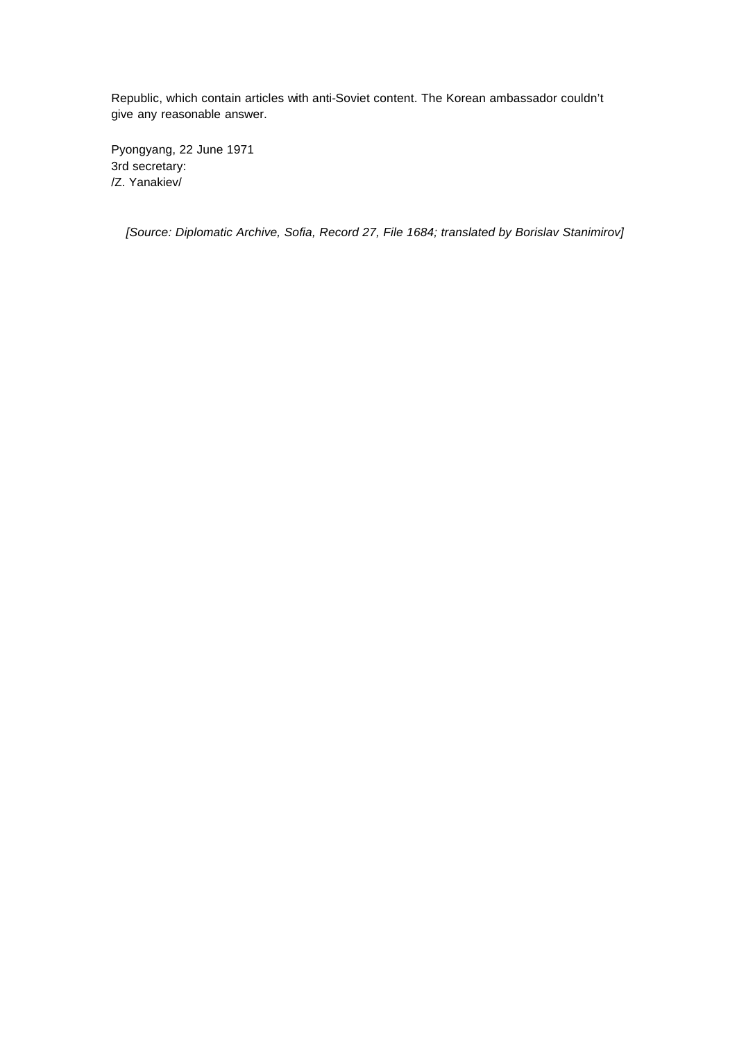Republic, which contain articles with anti-Soviet content. The Korean ambassador couldn't give any reasonable answer.

Pyongyang, 22 June 1971
3rd secretary:
/Z. Yanakiev/

*[Source: Diplomatic Archive, Sofia, Record 27, File 1684; translated by Borislav Stanimirov]*